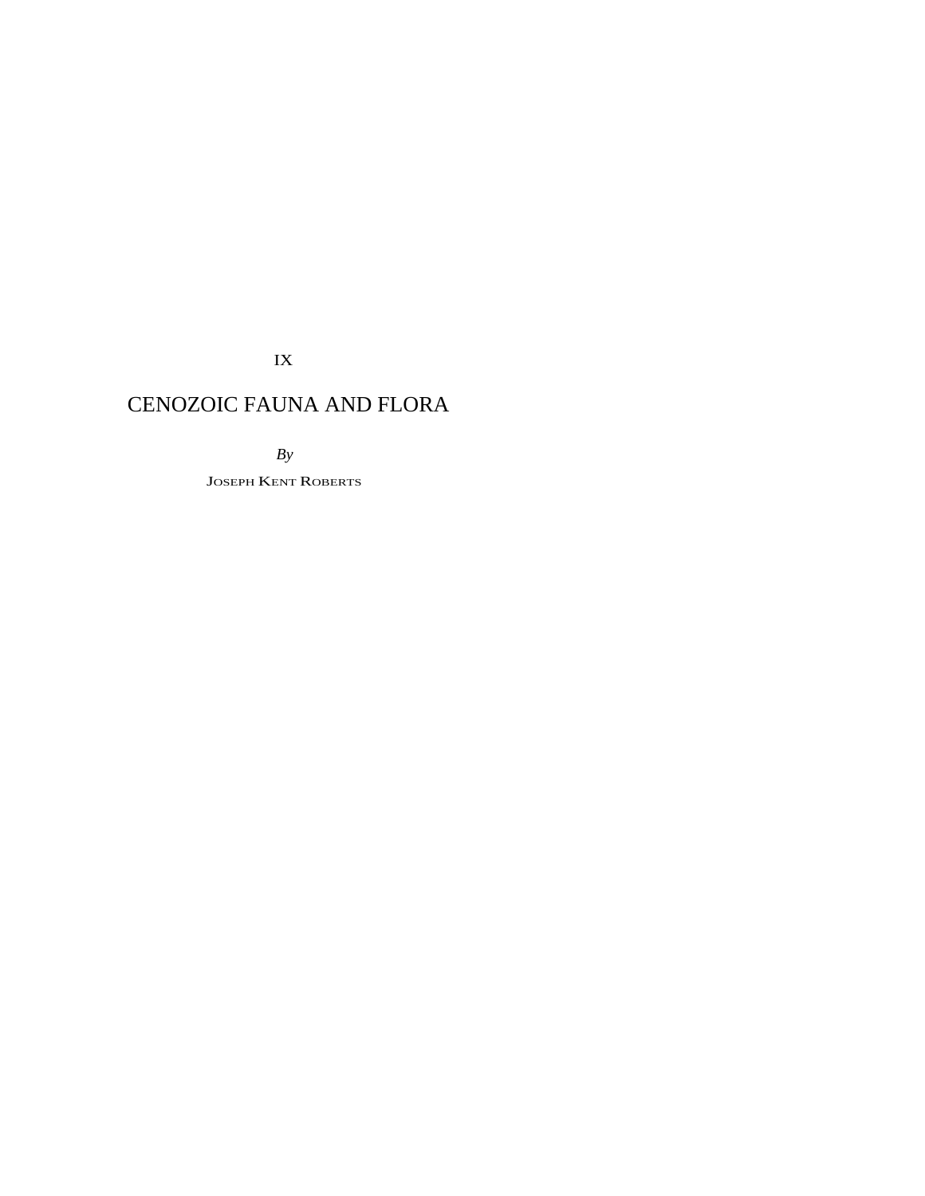IX

# CENOZOIC FAUNA AND FLORA

*By*

JOSEPH KENT ROBERTS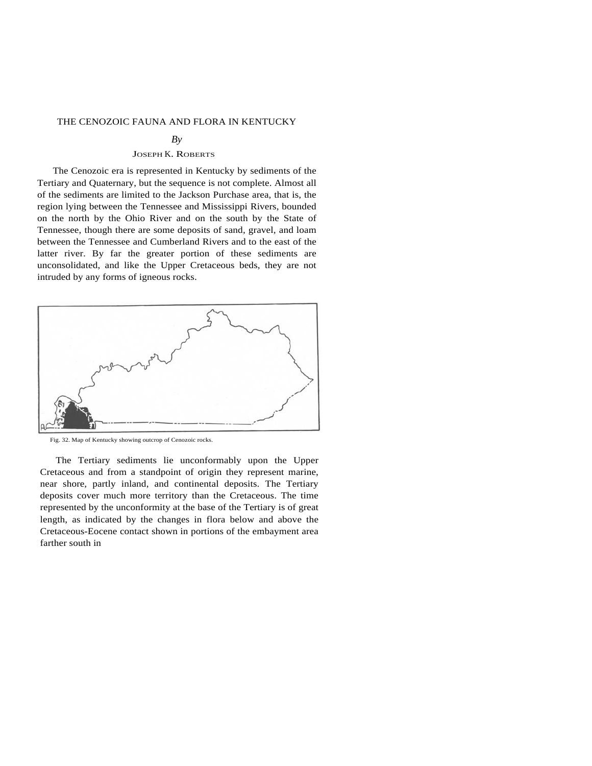# THE CENOZOIC FAUNA AND FLORA IN KENTUCKY

*By*

JOSEPH K. ROBERTS

The Cenozoic era is represented in Kentucky by sediments of the Tertiary and Quaternary, but the sequence is not complete. Almost all of the sediments are limited to the Jackson Purchase area, that is, the region lying between the Tennessee and Mississippi Rivers, bounded on the north by the Ohio River and on the south by the State of Tennessee, though there are some deposits of sand, gravel, and loam between the Tennessee and Cumberland Rivers and to the east of the latter river. By far the greater portion of these sediments are unconsolidated, and like the Upper Cretaceous beds, they are not intruded by any forms of igneous rocks.

Fig. 32. Map of Kentucky showing outcrop of Cenozoic rocks.

The Tertiary sediments lie unconformably upon the Upper Cretaceous and from a standpoint of origin they represent marine, near shore, partly inland, and continental deposits. The Tertiary deposits cover much more territory than the Cretaceous. The time represented by the unconformity at the base of the Tertiary is of great length, as indicated by the changes in flora below and above the Cretaceous-Eocene contact shown in portions of the embayment area farther south in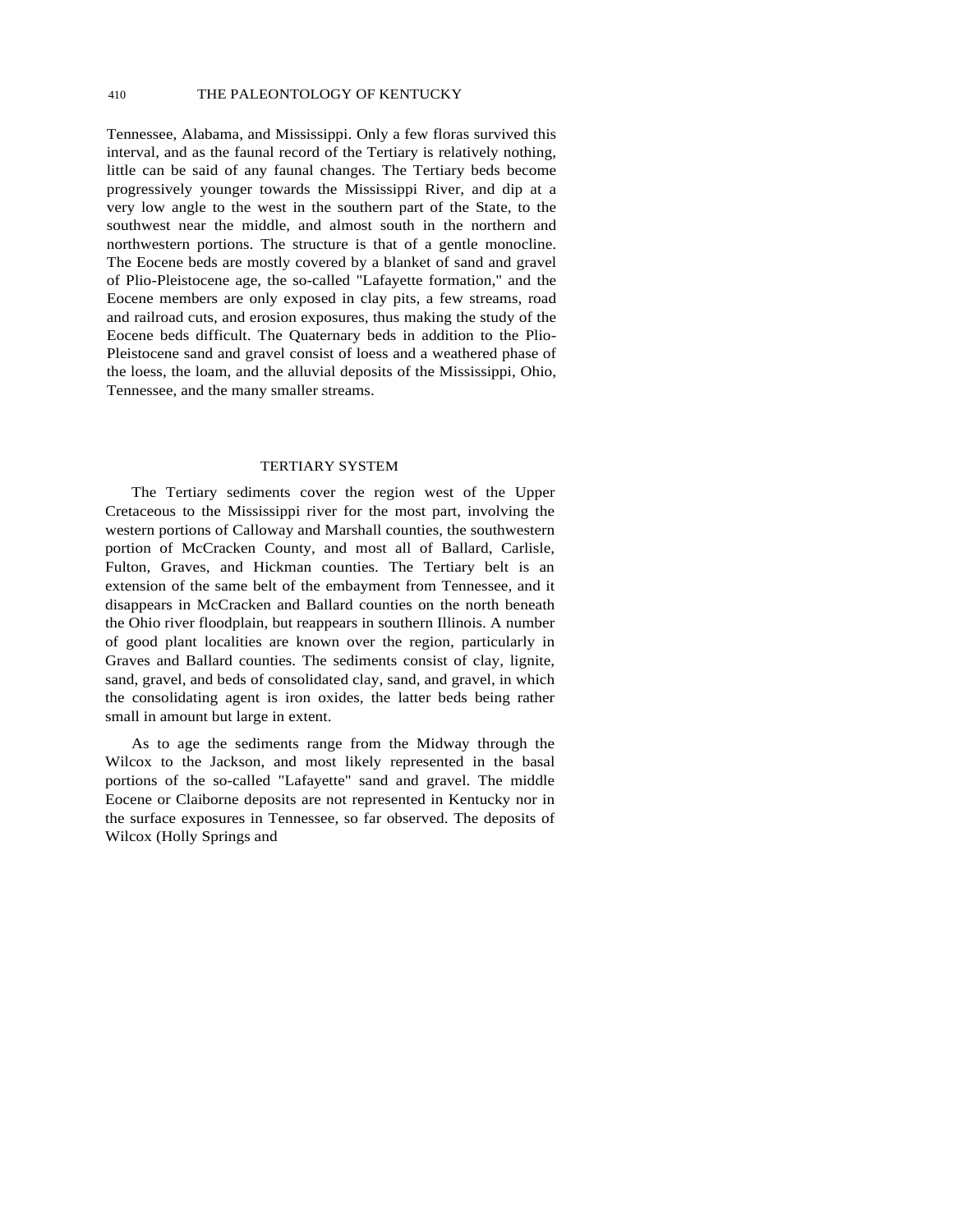Tennessee, Alabama, and Mississippi. Only a few floras survived this interval, and as the faunal record of the Tertiary is relatively nothing, little can be said of any faunal changes. The Tertiary beds become progressively younger towards the Mississippi River, and dip at a very low angle to the west in the southern part of the State, to the southwest near the middle, and almost south in the northern and northwestern portions. The structure is that of a gentle monocline. The Eocene beds are mostly covered by a blanket of sand and gravel of Plio-Pleistocene age, the so-called "Lafayette formation," and the Eocene members are only exposed in clay pits, a few streams, road and railroad cuts, and erosion exposures, thus making the study of the Eocene beds difficult. The Quaternary beds in addition to the Plio-Pleistocene sand and gravel consist of loess and a weathered phase of the loess, the loam, and the alluvial deposits of the Mississippi, Ohio, Tennessee, and the many smaller streams.

## TERTIARY SYSTEM

The Tertiary sediments cover the region west of the Upper Cretaceous to the Mississippi river for the most part, involving the western portions of Calloway and Marshall counties, the southwestern portion of McCracken County, and most all of Ballard, Carlisle, Fulton, Graves, and Hickman counties. The Tertiary belt is an extension of the same belt of the embayment from Tennessee, and it disappears in McCracken and Ballard counties on the north beneath the Ohio river floodplain, but reappears in southern Illinois. A number of good plant localities are known over the region, particularly in Graves and Ballard counties. The sediments consist of clay, lignite, sand, gravel, and beds of consolidated clay, sand, and gravel, in which the consolidating agent is iron oxides, the latter beds being rather small in amount but large in extent.

As to age the sediments range from the Midway through the Wilcox to the Jackson, and most likely represented in the basal portions of the so-called "Lafayette" sand and gravel. The middle Eocene or Claiborne deposits are not represented in Kentucky nor in the surface exposures in Tennessee, so far observed. The deposits of Wilcox (Holly Springs and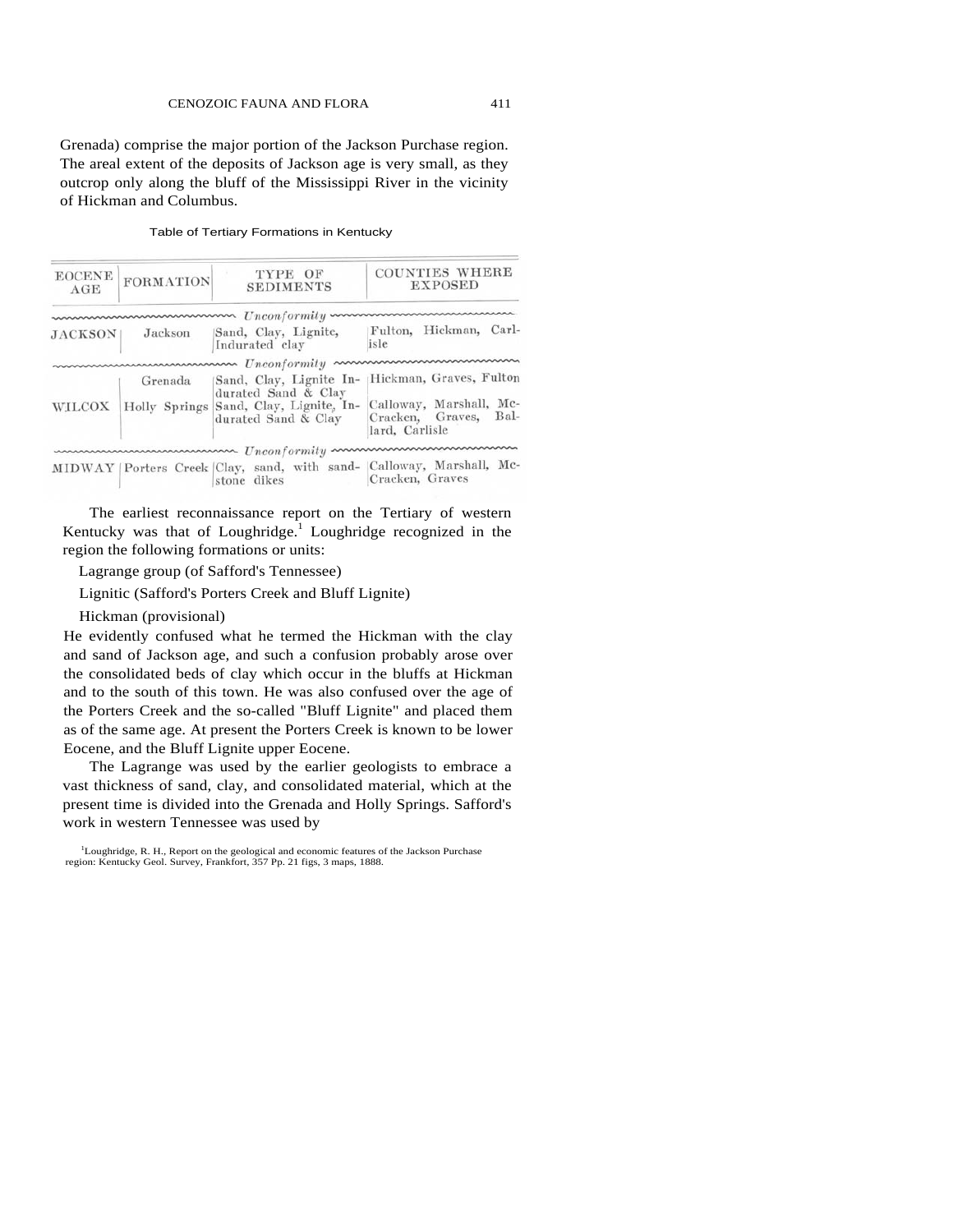Grenada) comprise the major portion of the Jackson Purchase region. The areal extent of the deposits of Jackson age is very small, as they outcrop only along the bluff of the Mississippi River in the vicinity of Hickman and Columbus.

Table of Tertiary Formations in Kentucky

| EOCENE AGE | FORMATION | TYPE OF SEDIMENTS | COUNTIES WHERE EXPOSED |
|---|---|---|---|
| | | *Unconformity* | |
| JACKSON | Jackson | Sand, Clay, Lignite, Indurated clay | Fulton, Hickman, Carlisle |
| | | *Unconformity* | |
| WILCOX | Grenada | Sand, Clay, Lignite Indurated Sand & Clay | Hickman, Graves, Fulton |
| | Holly Springs | Sand, Clay, Lignite, Indurated Sand & Clay | Calloway, Marshall, McCracken, Graves, Ballard, Carlisle |
| | | *Unconformity* | |
| MIDWAY | Porters Creek | Clay, sand, with sandstone dikes | Calloway, Marshall, McCracken, Graves |

The earliest reconnaissance report on the Tertiary of western Kentucky was that of Loughridge.[1] Loughridge recognized in the region the following formations or units:

Lagrange group (of Safford's Tennessee)

Lignitic (Safford's Porters Creek and Bluff Lignite)

Hickman (provisional)

He evidently confused what he termed the Hickman with the clay and sand of Jackson age, and such a confusion probably arose over the consolidated beds of clay which occur in the bluffs at Hickman and to the south of this town. He was also confused over the age of the Porters Creek and the so-called "Bluff Lignite" and placed them as of the same age. At present the Porters Creek is known to be lower Eocene, and the Bluff Lignite upper Eocene.

The Lagrange was used by the earlier geologists to embrace a vast thickness of sand, clay, and consolidated material, which at the present time is divided into the Grenada and Holly Springs. Safford's work in western Tennessee was used by

[1]Loughridge, R. H., Report on the geological and economic features of the Jackson Purchase region: Kentucky Geol. Survey, Frankfort, 357 Pp. 21 figs, 3 maps, 1888.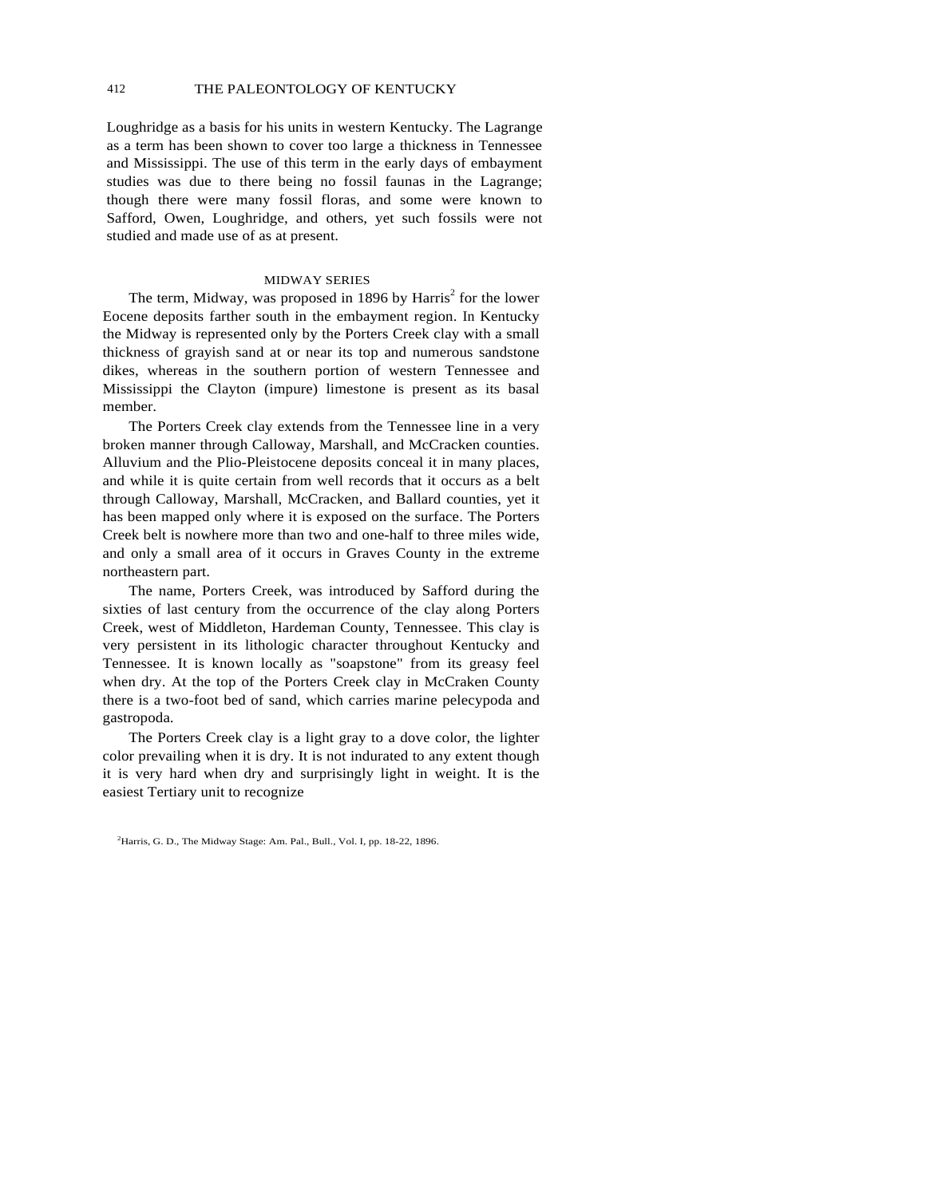Loughridge as a basis for his units in western Kentucky. The Lagrange as a term has been shown to cover too large a thickness in Tennessee and Mississippi. The use of this term in the early days of embayment studies was due to there being no fossil faunas in the Lagrange; though there were many fossil floras, and some were known to Safford, Owen, Loughridge, and others, yet such fossils were not studied and made use of as at present.

## MIDWAY SERIES

The term, Midway, was proposed in 1896 by Harris[2] for the lower Eocene deposits farther south in the embayment region. In Kentucky the Midway is represented only by the Porters Creek clay with a small thickness of grayish sand at or near its top and numerous sandstone dikes, whereas in the southern portion of western Tennessee and Mississippi the Clayton (impure) limestone is present as its basal member.

The Porters Creek clay extends from the Tennessee line in a very broken manner through Calloway, Marshall, and McCracken counties. Alluvium and the Plio-Pleistocene deposits conceal it in many places, and while it is quite certain from well records that it occurs as a belt through Calloway, Marshall, McCracken, and Ballard counties, yet it has been mapped only where it is exposed on the surface. The Porters Creek belt is nowhere more than two and one-half to three miles wide, and only a small area of it occurs in Graves County in the extreme northeastern part.

The name, Porters Creek, was introduced by Safford during the sixties of last century from the occurrence of the clay along Porters Creek, west of Middleton, Hardeman County, Tennessee. This clay is very persistent in its lithologic character throughout Kentucky and Tennessee. It is known locally as "soapstone" from its greasy feel when dry. At the top of the Porters Creek clay in McCraken County there is a two-foot bed of sand, which carries marine pelecypoda and gastropoda.

The Porters Creek clay is a light gray to a dove color, the lighter color prevailing when it is dry. It is not indurated to any extent though it is very hard when dry and surprisingly light in weight. It is the easiest Tertiary unit to recognize

[2]Harris, G. D., The Midway Stage: Am. Pal., Bull., Vol. I, pp. 18-22, 1896.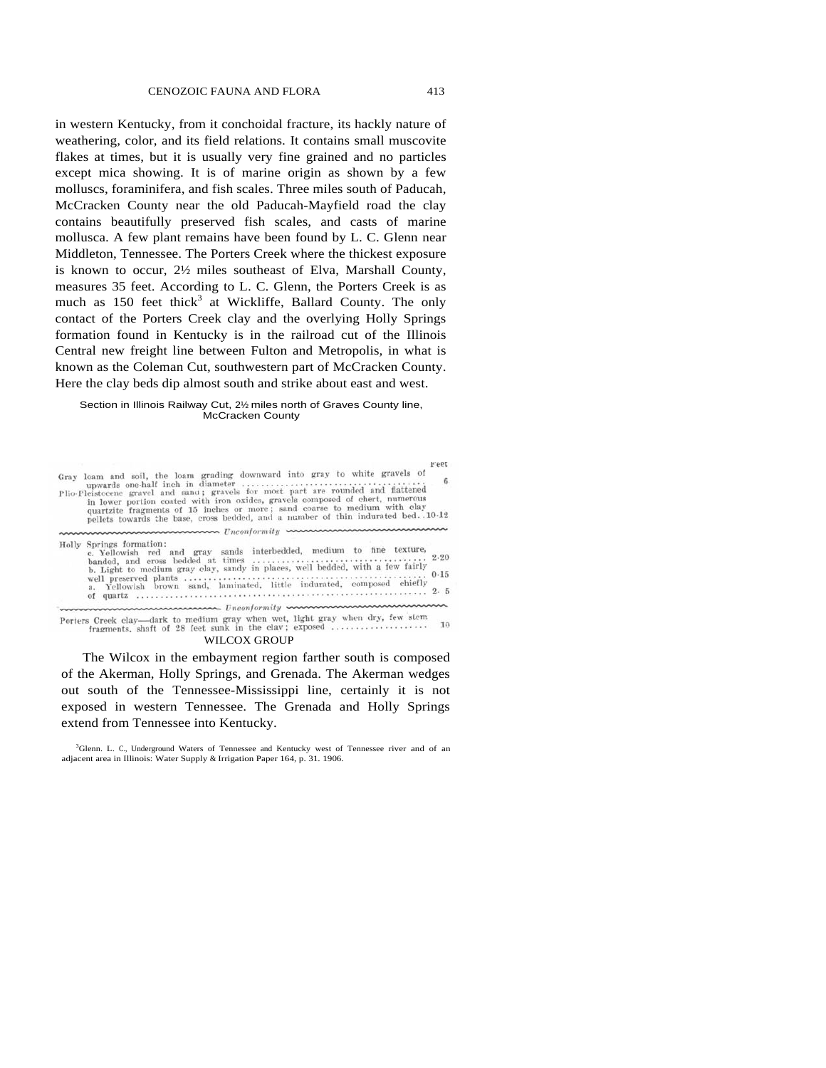in western Kentucky, from it conchoidal fracture, its hackly nature of weathering, color, and its field relations. It contains small muscovite flakes at times, but it is usually very fine grained and no particles except mica showing. It is of marine origin as shown by a few molluscs, foraminifera, and fish scales. Three miles south of Paducah, McCracken County near the old Paducah-Mayfield road the clay contains beautifully preserved fish scales, and casts of marine mollusca. A few plant remains have been found by L. C. Glenn near Middleton, Tennessee. The Porters Creek where the thickest exposure is known to occur, 2½ miles southeast of Elva, Marshall County, measures 35 feet. According to L. C. Glenn, the Porters Creek is as much as 150 feet thick[3] at Wickliffe, Ballard County. The only contact of the Porters Creek clay and the overlying Holly Springs formation found in Kentucky is in the railroad cut of the Illinois Central new freight line between Fulton and Metropolis, in what is known as the Coleman Cut, southwestern part of McCracken County. Here the clay beds dip almost south and strike about east and west.

Section in Illinois Railway Cut, 2½ miles north of Graves County line, McCracken County

| | Feet |
|---|---|
| Gray loam and soil, the loam grading downward into gray to white gravels of upwards one-half inch in diameter | 6 |
| Plio-Pleistocene gravel and sand; gravels for most part are rounded and flattened in lower portion coated with iron oxides, gravels composed of chert, numerous quartzite fragments of 15 inches or more; sand coarse to medium with clay pellets towards the base, cross bedded, and a number of thin indurated bed. | 10-12 |
| *Unconformity* | |
| Holly Springs formation: | |
| c. Yellowish red and gray sands interbedded, medium to fine texture, banded, and cross bedded at times | 2-20 |
| b. Light to medium gray clay, sandy in places, well bedded, with a few fairly well preserved plants | 0-15 |
| a. Yellowish brown sand, laminated, little indurated, composed chiefly of quartz | 2- 5 |
| *Unconformity* | |
| Porters Creek clay—dark to medium gray when wet, light gray when dry, few stem fragments, shaft of 28 feet sunk in the clay; exposed | 10 |

WILCOX GROUP

The Wilcox in the embayment region farther south is composed of the Akerman, Holly Springs, and Grenada. The Akerman wedges out south of the Tennessee-Mississippi line, certainly it is not exposed in western Tennessee. The Grenada and Holly Springs extend from Tennessee into Kentucky.

[3]Glenn. L. C., Underground Waters of Tennessee and Kentucky west of Tennessee river and of an adjacent area in Illinois: Water Supply & Irrigation Paper 164, p. 31. 1906.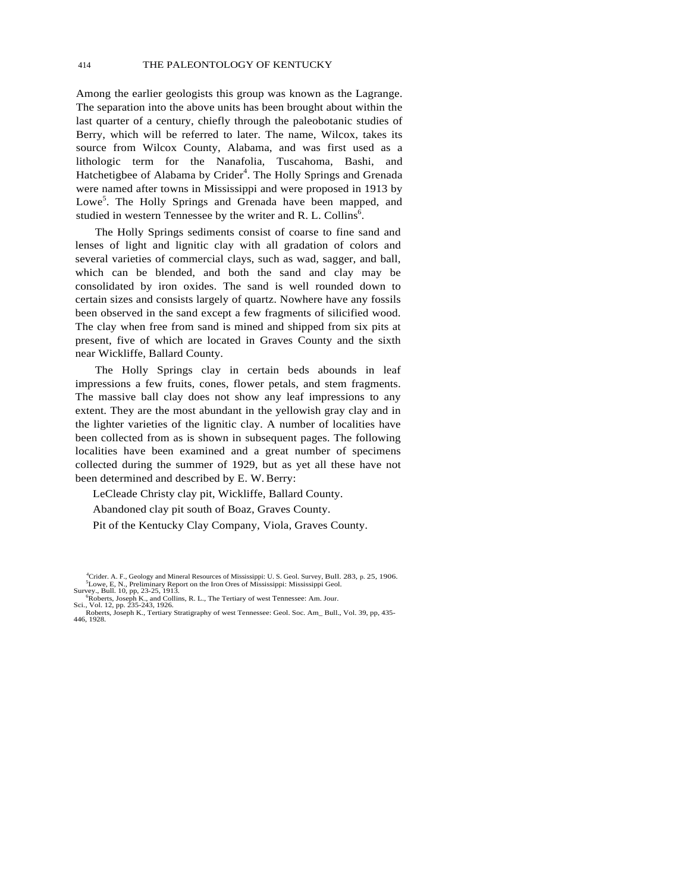Among the earlier geologists this group was known as the Lagrange. The separation into the above units has been brought about within the last quarter of a century, chiefly through the paleobotanic studies of Berry, which will be referred to later. The name, Wilcox, takes its source from Wilcox County, Alabama, and was first used as a lithologic term for the Nanafolia, Tuscahoma, Bashi, and Hatchetigbee of Alabama by Crider[4]. The Holly Springs and Grenada were named after towns in Mississippi and were proposed in 1913 by Lowe[5]. The Holly Springs and Grenada have been mapped, and studied in western Tennessee by the writer and R. L. Collins[6].

The Holly Springs sediments consist of coarse to fine sand and lenses of light and lignitic clay with all gradation of colors and several varieties of commercial clays, such as wad, sagger, and ball, which can be blended, and both the sand and clay may be consolidated by iron oxides. The sand is well rounded down to certain sizes and consists largely of quartz. Nowhere have any fossils been observed in the sand except a few fragments of silicified wood. The clay when free from sand is mined and shipped from six pits at present, five of which are located in Graves County and the sixth near Wickliffe, Ballard County.

The Holly Springs clay in certain beds abounds in leaf impressions a few fruits, cones, flower petals, and stem fragments. The massive ball clay does not show any leaf impressions to any extent. They are the most abundant in the yellowish gray clay and in the lighter varieties of the lignitic clay. A number of localities have been collected from as is shown in subsequent pages. The following localities have been examined and a great number of specimens collected during the summer of 1929, but as yet all these have not been determined and described by E. W. Berry:

LeCleade Christy clay pit, Wickliffe, Ballard County.

Abandoned clay pit south of Boaz, Graves County.

Pit of the Kentucky Clay Company, Viola, Graves County.

---

[4]Crider. A. F., Geology and Mineral Resources of Mississippi: U. S. Geol. Survey, Bull. 283, p. 25, 1906.

[5]Lowe, E, N., Preliminary Report on the Iron Ores of Mississippi: Mississippi Geol. Survey., Bull. 10, pp, 23-25, 1913.

[6]Roberts, Joseph K., and Collins, R. L., The Tertiary of west Tennessee: Am. Jour. Sci., Vol. 12, pp. 235-243, 1926.

Roberts, Joseph K., Tertiary Stratigraphy of west Tennessee: Geol. Soc. Am_ Bull., Vol. 39, pp, 435-446, 1928.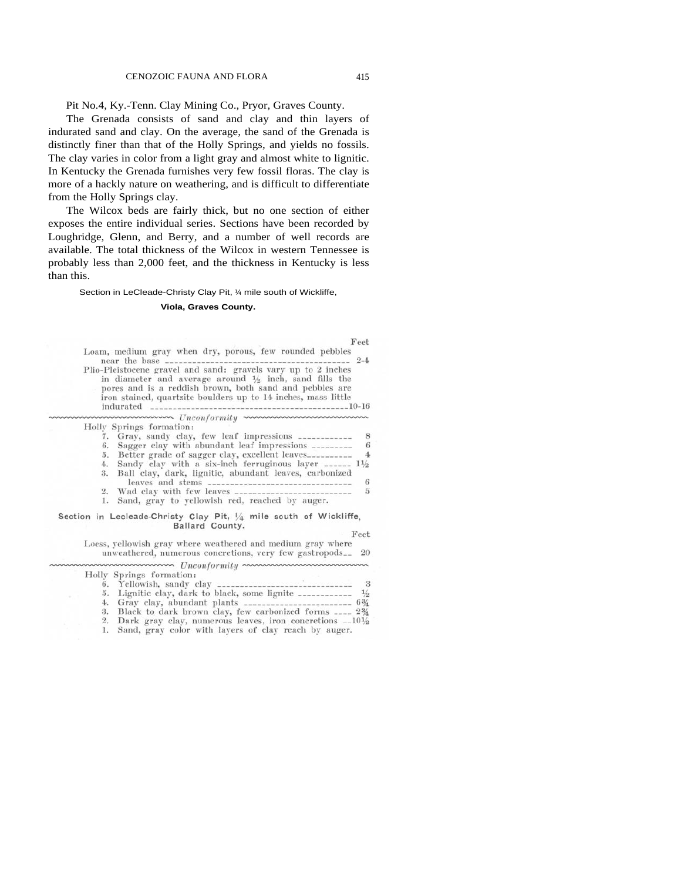Pit No.4, Ky.-Tenn. Clay Mining Co., Pryor, Graves County.

The Grenada consists of sand and clay and thin layers of indurated sand and clay. On the average, the sand of the Grenada is distinctly finer than that of the Holly Springs, and yields no fossils. The clay varies in color from a light gray and almost white to lignitic. In Kentucky the Grenada furnishes very few fossil floras. The clay is more of a hackly nature on weathering, and is difficult to differentiate from the Holly Springs clay.

The Wilcox beds are fairly thick, but no one section of either exposes the entire individual series. Sections have been recorded by Loughridge, Glenn, and Berry, and a number of well records are available. The total thickness of the Wilcox in western Tennessee is probably less than 2,000 feet, and the thickness in Kentucky is less than this.

Section in LeCleade-Christy Clay Pit, ¼ mile south of Wickliffe,

**Viola, Graves County.**

| | Feet |
|---|---|
| Loam, medium gray when dry, porous, few rounded pebbles near the base | 2-4 |
| Plio-Pleistocene gravel and sand: gravels vary up to 2 inches in diameter and average around ½ inch, sand fills the pores and is a reddish brown, both sand and pebbles are iron stained, quartzite boulders up to 14 inches, mass little indurated | 10-16 |
| *Unconformity* | |
| Holly Springs formation: | |
| 7. Gray, sandy clay, few leaf impressions | 8 |
| 6. Sagger clay with abundant leaf impressions | 6 |
| 5. Better grade of sagger clay, excellent leaves | 4 |
| 4. Sandy clay with a six-inch ferruginous layer | 1½ |
| 3. Ball clay, dark, lignitic, abundant leaves, carbonized leaves and stems | 6 |
| 2. Wad clay with few leaves | 5 |
| 1. Sand, gray to yellowish red, reached by auger. | |

**Section in Lecleade-Christy Clay Pit, ¼ mile south of Wickliffe, Ballard County.**

| | Feet |
|---|---|
| Loess, yellowish gray where weathered and medium gray where unweathered, numerous concretions, very few gastropods | 20 |
| *Unconformity* | |
| Holly Springs formation: | |
| 6. Yellowish, sandy clay | 3 |
| 5. Lignitic clay, dark to black, some lignite | ½ |
| 4. Gray clay, abundant plants | 6¾ |
| 3. Black to dark brown clay, few carbonized forms | 2¾ |
| 2. Dark gray clay, numerous leaves, iron concretions | 10½ |
| 1. Sand, gray color with layers of clay reach by auger. | |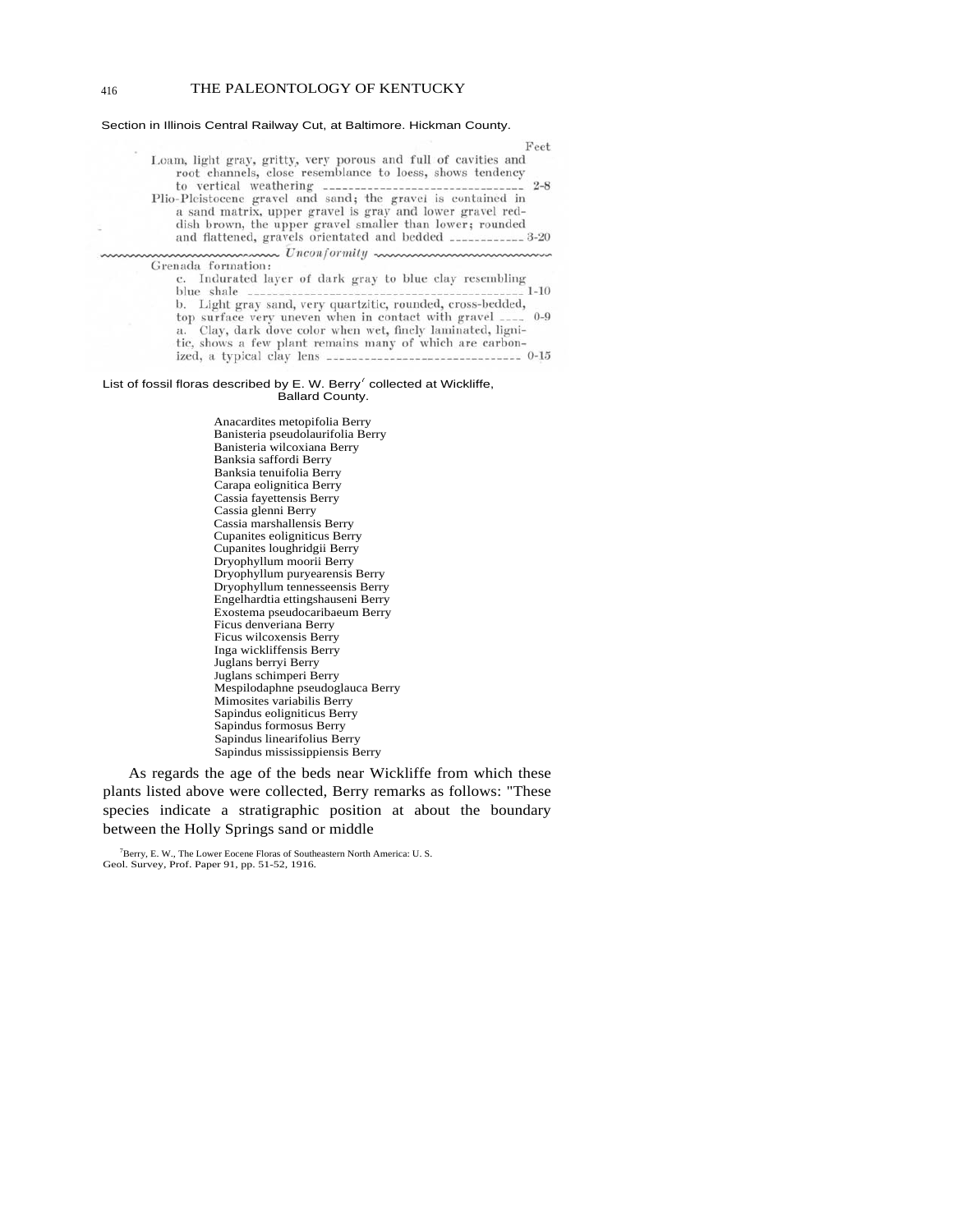Section in Illinois Central Railway Cut, at Baltimore. Hickman County.

| | Feet |
|---|---|
| Loam, light gray, gritty, very porous and full of cavities and root channels, close resemblance to loess, shows tendency to vertical weathering | 2-8 |
| Plio-Pleistocene gravel and sand; the gravel is contained in a sand matrix, upper gravel is gray and lower gravel reddish brown, the upper gravel smaller than lower; rounded and flattened, gravels orientated and bedded | 3-20 |
| *Unconformity* | |
| Grenada formation: | |
| c. Indurated layer of dark gray to blue clay resembling blue shale | 1-10 |
| b. Light gray sand, very quartzitic, rounded, cross-bedded, top surface very uneven when in contact with gravel | 0-9 |
| a. Clay, dark dove color when wet, finely laminated, lignitic, shows a few plant remains many of which are carbonized, a typical clay lens | 0-15 |

List of fossil floras described by E. W. Berry[7] collected at Wickliffe, Ballard County.

- Anacardites metopifolia Berry
- Banisteria pseudolaurifolia Berry
- Banisteria wilcoxiana Berry
- Banksia saffordi Berry
- Banksia tenuifolia Berry
- Carapa eolignitica Berry
- Cassia fayettensis Berry
- Cassia glenni Berry
- Cassia marshallensis Berry
- Cupanites eolignitícus Berry
- Cupanites loughridgii Berry
- Dryophyllum moorii Berry
- Dryophyllum puryearensis Berry
- Dryophyllum tennesseensis Berry
- Engelhardtia ettingshauseni Berry
- Exostema pseudocaribaeum Berry
- Ficus denveriana Berry
- Ficus wilcoxensis Berry
- Inga wickliffensis Berry
- Juglans berryi Berry
- Juglans schimperi Berry
- Mespilodaphne pseudoglauca Berry
- Mimosites variabilis Berry
- Sapindus eolignitícus Berry
- Sapindus formosus Berry
- Sapindus linearifolius Berry
- Sapindus mississippiensis Berry

As regards the age of the beds near Wickliffe from which these plants listed above were collected, Berry remarks as follows: "These species indicate a stratigraphic position at about the boundary between the Holly Springs sand or middle

[7]Berry, E. W., The Lower Eocene Floras of Southeastern North America: U. S. Geol. Survey, Prof. Paper 91, pp. 51-52, 1916.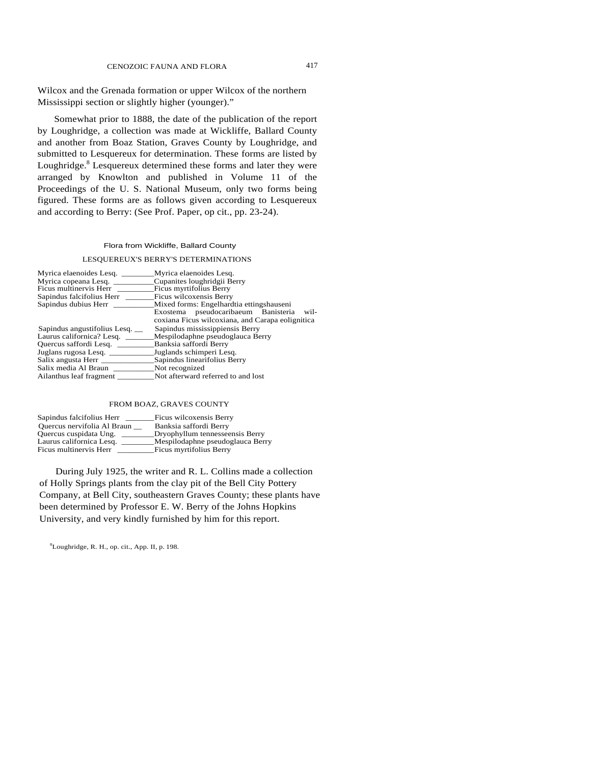Wilcox and the Grenada formation or upper Wilcox of the northern Mississippi section or slightly higher (younger)."

Somewhat prior to 1888, the date of the publication of the report by Loughridge, a collection was made at Wickliffe, Ballard County and another from Boaz Station, Graves County by Loughridge, and submitted to Lesquereux for determination. These forms are listed by Loughridge.[8] Lesquereux determined these forms and later they were arranged by Knowlton and published in Volume 11 of the Proceedings of the U. S. National Museum, only two forms being figured. These forms are as follows given according to Lesquereux and according to Berry: (See Prof. Paper, op cit., pp. 23-24).

### Flora from Wickliffe, Ballard County

| LESQUEREUX'S | BERRY'S DETERMINATIONS |
|---|---|
| Myrica elaenoides Lesq. | Myrica elaenoides Lesq. |
| Myrica copeana Lesq. | Cupanites loughridgii Berry |
| Ficus multinervis Herr | Ficus myrtifolius Berry |
| Sapindus falcifolius Herr | Ficus wilcoxensis Berry |
| Sapindus dubius Herr | Mixed forms: Engelhardtia ettingshauseni Exostema pseudocaribaeum Banisteria wilcoxiana Ficus wilcoxiana, and Carapa eolignitica |
| Sapindus angustifolius Lesq. | Sapindus mississippiensis Berry |
| Laurus californica? Lesq. | Mespilodaphne pseudoglauca Berry |
| Quercus saffordi Lesq. | Banksia saffordi Berry |
| Juglans rugosa Lesq. | Juglands schimperi Lesq. |
| Salix angusta Herr | Sapindus linearifolius Berry |
| Salix media Al Braun | Not recognized |
| Ailanthus leaf fragment | Not afterward referred to and lost |

### FROM BOAZ, GRAVES COUNTY

| | |
|---|---|
| Sapindus falcifolius Herr | Ficus wilcoxensis Berry |
| Quercus nervifolia Al Braun | Banksia saffordi Berry |
| Quercus cuspidata Ung. | Dryophyllum tennesseensis Berry |
| Laurus californica Lesq. | Mespilodaphne pseudoglauca Berry |
| Ficus multinervis Herr | Ficus myrtifolius Berry |

During July 1925, the writer and R. L. Collins made a collection of Holly Springs plants from the clay pit of the Bell City Pottery Company, at Bell City, southeastern Graves County; these plants have been determined by Professor E. W. Berry of the Johns Hopkins University, and very kindly furnished by him for this report.

[8]Loughridge, R. H., op. cit., App. II, p. 198.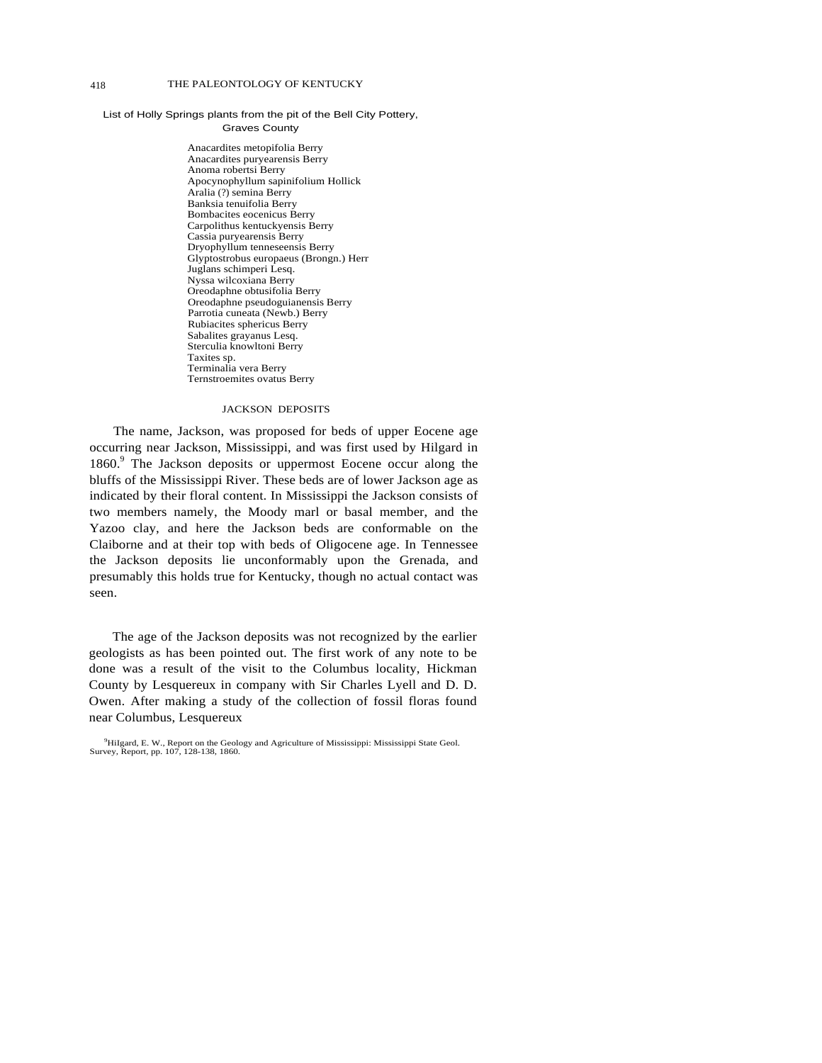List of Holly Springs plants from the pit of the Bell City Pottery, Graves County

Anacardites metopifolia Berry
Anacardites puryearensis Berry
Anoma robertsi Berry
Apocynophyllum sapinifolium Hollick
Aralia (?) semina Berry
Banksia tenuifolia Berry
Bombacites eocenicus Berry
Carpolithus kentuckyensis Berry
Cassia puryearensis Berry
Dryophyllum tenneseensis Berry
Glyptostrobus europaeus (Brongn.) Herr
Juglans schimperi Lesq.
Nyssa wilcoxiana Berry
Oreodaphne obtusifolia Berry
Oreodaphne pseudoguianensis Berry
Parrotia cuneata (Newb.) Berry
Rubiacites sphericus Berry
Sabalites grayanus Lesq.
Sterculia knowltoni Berry
Taxites sp.
Terminalia vera Berry
Ternstroemites ovatus Berry

## JACKSON DEPOSITS

The name, Jackson, was proposed for beds of upper Eocene age occurring near Jackson, Mississippi, and was first used by Hilgard in 1860.[9] The Jackson deposits or uppermost Eocene occur along the bluffs of the Mississippi River. These beds are of lower Jackson age as indicated by their floral content. In Mississippi the Jackson consists of two members namely, the Moody marl or basal member, and the Yazoo clay, and here the Jackson beds are conformable on the Claiborne and at their top with beds of Oligocene age. In Tennessee the Jackson deposits lie unconformably upon the Grenada, and presumably this holds true for Kentucky, though no actual contact was seen.

The age of the Jackson deposits was not recognized by the earlier geologists as has been pointed out. The first work of any note to be done was a result of the visit to the Columbus locality, Hickman County by Lesquereux in company with Sir Charles Lyell and D. D. Owen. After making a study of the collection of fossil floras found near Columbus, Lesquereux

[9]Hilgard, E. W., Report on the Geology and Agriculture of Mississippi: Mississippi State Geol. Survey, Report, pp. 107, 128-138, 1860.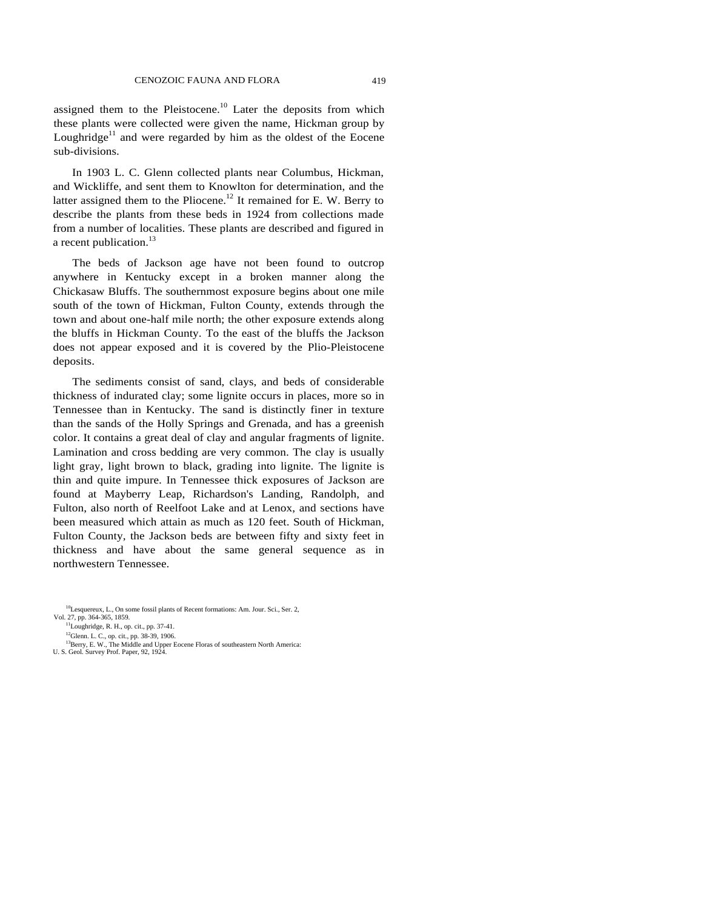assigned them to the Pleistocene.[10] Later the deposits from which these plants were collected were given the name, Hickman group by Loughridge[11] and were regarded by him as the oldest of the Eocene sub-divisions.

In 1903 L. C. Glenn collected plants near Columbus, Hickman, and Wickliffe, and sent them to Knowlton for determination, and the latter assigned them to the Pliocene.[12] It remained for E. W. Berry to describe the plants from these beds in 1924 from collections made from a number of localities. These plants are described and figured in a recent publication.[13]

The beds of Jackson age have not been found to outcrop anywhere in Kentucky except in a broken manner along the Chickasaw Bluffs. The southernmost exposure begins about one mile south of the town of Hickman, Fulton County, extends through the town and about one-half mile north; the other exposure extends along the bluffs in Hickman County. To the east of the bluffs the Jackson does not appear exposed and it is covered by the Plio-Pleistocene deposits.

The sediments consist of sand, clays, and beds of considerable thickness of indurated clay; some lignite occurs in places, more so in Tennessee than in Kentucky. The sand is distinctly finer in texture than the sands of the Holly Springs and Grenada, and has a greenish color. It contains a great deal of clay and angular fragments of lignite. Lamination and cross bedding are very common. The clay is usually light gray, light brown to black, grading into lignite. The lignite is thin and quite impure. In Tennessee thick exposures of Jackson are found at Mayberry Leap, Richardson's Landing, Randolph, and Fulton, also north of Reelfoot Lake and at Lenox, and sections have been measured which attain as much as 120 feet. South of Hickman, Fulton County, the Jackson beds are between fifty and sixty feet in thickness and have about the same general sequence as in northwestern Tennessee.

[10] Lesquereux, L., On some fossil plants of Recent formations: Am. Jour. Sci., Ser. 2, Vol. 27, pp. 364-365, 1859.

[11] Loughridge, R. H., op. cit., pp. 37-41.

[12] Glenn. L. C., op. cit., pp. 38-39, 1906.

[13] Berry, E. W., The Middle and Upper Eocene Floras of southeastern North America: U. S. Geol. Survey Prof. Paper, 92, 1924.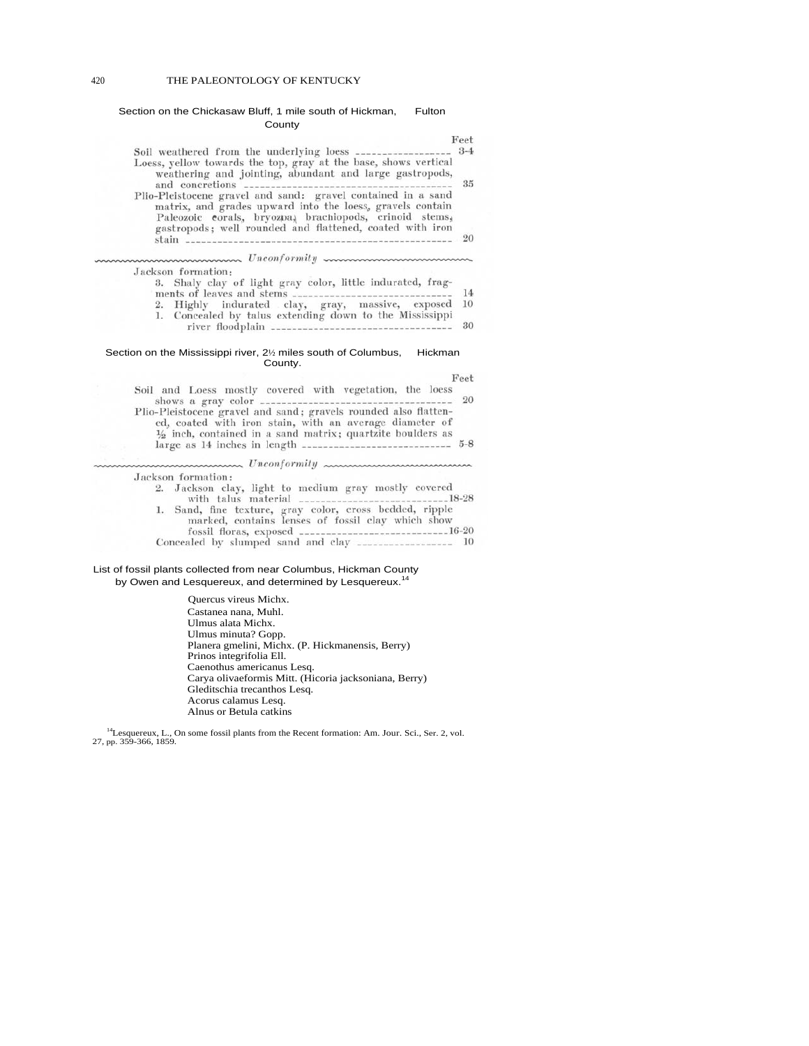Section on the Chickasaw Bluff, 1 mile south of Hickman, Fulton County

| | Feet |
|---|---|
| Soil weathered from the underlying loess | 3-4 |
| Loess, yellow towards the top, gray at the base, shows vertical weathering and jointing, abundant and large gastropods, and concretions | 35 |
| Plio-Pleistocene gravel and sand: gravel contained in a sand matrix, and grades upward into the loess, gravels contain Paleozoic corals, bryozoa, brachiopods, crinoid stems, gastropods; well rounded and flattened, coated with iron stain | 20 |
| *Unconformity* | |
| Jackson formation: | |
| 3. Shaly clay of light gray color, little indurated, fragments of leaves and stems | 14 |
| 2. Highly indurated clay, gray, massive, exposed | 10 |
| 1. Concealed by talus extending down to the Mississippi river floodplain | 30 |

Section on the Mississippi river, 2½ miles south of Columbus, Hickman County.

| | Feet |
|---|---|
| Soil and Loess mostly covered with vegetation, the loess shows a gray color | 20 |
| Plio-Pleistocene gravel and sand; gravels rounded also flattened, coated with iron stain, with an average diameter of ½ inch, contained in a sand matrix; quartzite boulders as large as 14 inches in length | 5-8 |
| *Unconformity* | |
| Jackson formation: | |
| 2. Jackson clay, light to medium gray mostly covered with talus material | 18-28 |
| 1. Sand, fine texture, gray color, cross bedded, ripple marked, contains lenses of fossil clay which show fossil floras, exposed | 16-20 |
| Concealed by slumped sand and clay | 10 |

List of fossil plants collected from near Columbus, Hickman County by Owen and Lesquereux, and determined by Lesquereux.[14]

- Quercus vireus Michx.
- Castanea nana, Muhl.
- Ulmus alata Michx.
- Ulmus minuta? Gopp.
- Planera gmelini, Michx. (P. Hickmanensis, Berry)
- Prinos integrifolia Ell.
- Caenothus americanus Lesq.
- Carya olivaeformis Mitt. (Hicoria jacksoniana, Berry)
- Gleditschia trecanthos Lesq.
- Acorus calamus Lesq.
- Alnus or Betula catkins

[14]Lesquereux, L., On some fossil plants from the Recent formation: Am. Jour. Sci., Ser. 2, vol. 27, pp. 359-366, 1859.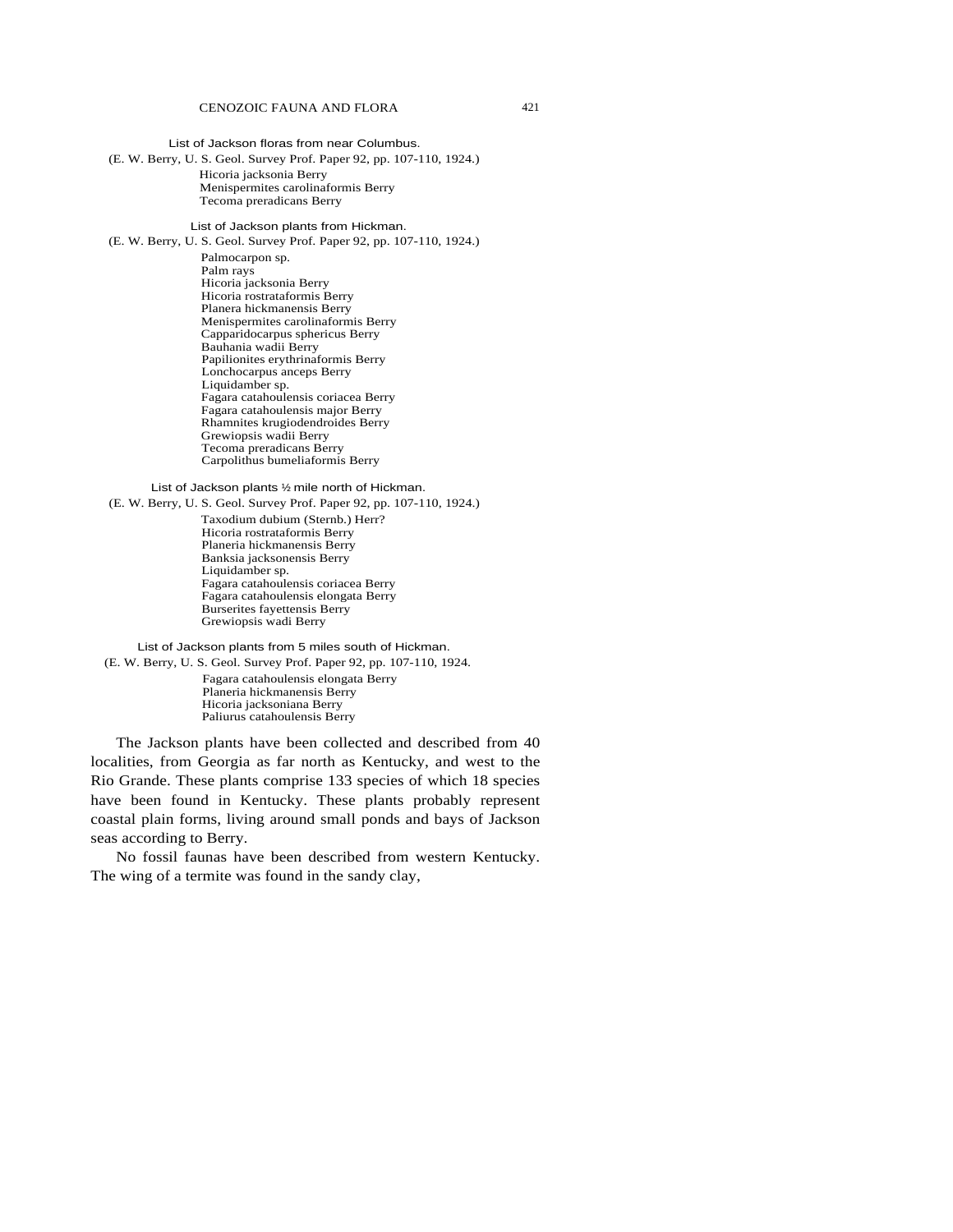List of Jackson floras from near Columbus.

(E. W. Berry, U. S. Geol. Survey Prof. Paper 92, pp. 107-110, 1924.)

Hicoria jacksonia Berry
Menispermites carolinaformis Berry
Tecoma preradicans Berry

List of Jackson plants from Hickman.

(E. W. Berry, U. S. Geol. Survey Prof. Paper 92, pp. 107-110, 1924.)

Palmocarpon sp.
Palm rays
Hicoria jacksonia Berry
Hicoria rostrataformis Berry
Planera hickmanensis Berry
Menispermites carolinaformis Berry
Capparidocarpus sphericus Berry
Bauhania wadii Berry
Papilionites erythrinaformis Berry
Lonchocarpus anceps Berry
Liquidamber sp.
Fagara catahoulensis coriacea Berry
Fagara catahoulensis major Berry
Rhamnites krugiodendroides Berry
Grewiopsis wadii Berry
Tecoma preradicans Berry
Carpolithus bumeliaformis Berry

List of Jackson plants ½ mile north of Hickman.

(E. W. Berry, U. S. Geol. Survey Prof. Paper 92, pp. 107-110, 1924.)

Taxodium dubium (Sternb.) Herr?
Hicoria rostrataformis Berry
Planeria hickmanensis Berry
Banksia jacksonensis Berry
Liquidamber sp.
Fagara catahoulensis coriacea Berry
Fagara catahoulensis elongata Berry
Burserites fayettensis Berry
Grewiopsis wadi Berry

List of Jackson plants from 5 miles south of Hickman.

(E. W. Berry, U. S. Geol. Survey Prof. Paper 92, pp. 107-110, 1924.

Fagara catahoulensis elongata Berry
Planeria hickmanensis Berry
Hicoria jacksoniana Berry
Paliurus catahoulensis Berry

The Jackson plants have been collected and described from 40 localities, from Georgia as far north as Kentucky, and west to the Rio Grande. These plants comprise 133 species of which 18 species have been found in Kentucky. These plants probably represent coastal plain forms, living around small ponds and bays of Jackson seas according to Berry.

No fossil faunas have been described from western Kentucky. The wing of a termite was found in the sandy clay,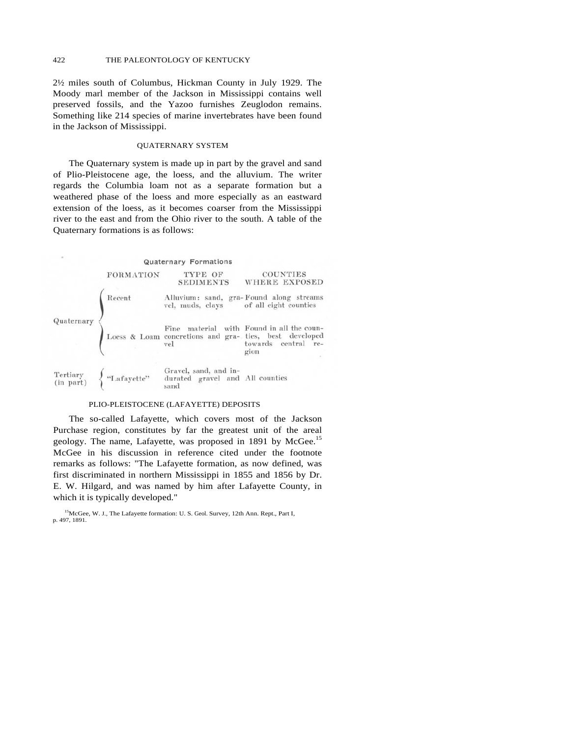2½ miles south of Columbus, Hickman County in July 1929. The Moody marl member of the Jackson in Mississippi contains well preserved fossils, and the Yazoo furnishes Zeuglodon remains. Something like 214 species of marine invertebrates have been found in the Jackson of Mississippi.

## QUATERNARY SYSTEM

The Quaternary system is made up in part by the gravel and sand of Plio-Pleistocene age, the loess, and the alluvium. The writer regards the Columbia loam not as a separate formation but a weathered phase of the loess and more especially as an eastward extension of the loess, as it becomes coarser from the Mississippi river to the east and from the Ohio river to the south. A table of the Quaternary formations is as follows:

**Quaternary Formations**

| | FORMATION | TYPE OF SEDIMENTS | COUNTIES WHERE EXPOSED |
|---|---|---|---|
| Quaternary | Recent | Alluvium: sand, gravel, muds, clays | Found along streams of all eight counties |
| | Loess & Loam | Fine material with concretions and gravel | Found in all the counties, best developed towards central region |
| Tertiary (in part) | "Lafayette" | Gravel, sand, and indurated gravel and sand | All counties |

### PLIO-PLEISTOCENE (LAFAYETTE) DEPOSITS

The so-called Lafayette, which covers most of the Jackson Purchase region, constitutes by far the greatest unit of the areal geology. The name, Lafayette, was proposed in 1891 by McGee.[15] McGee in his discussion in reference cited under the footnote remarks as follows: "The Lafayette formation, as now defined, was first discriminated in northern Mississippi in 1855 and 1856 by Dr. E. W. Hilgard, and was named by him after Lafayette County, in which it is typically developed."

[15] McGee, W. J., The Lafayette formation: U. S. Geol. Survey, 12th Ann. Rept., Part I, p. 497, 1891.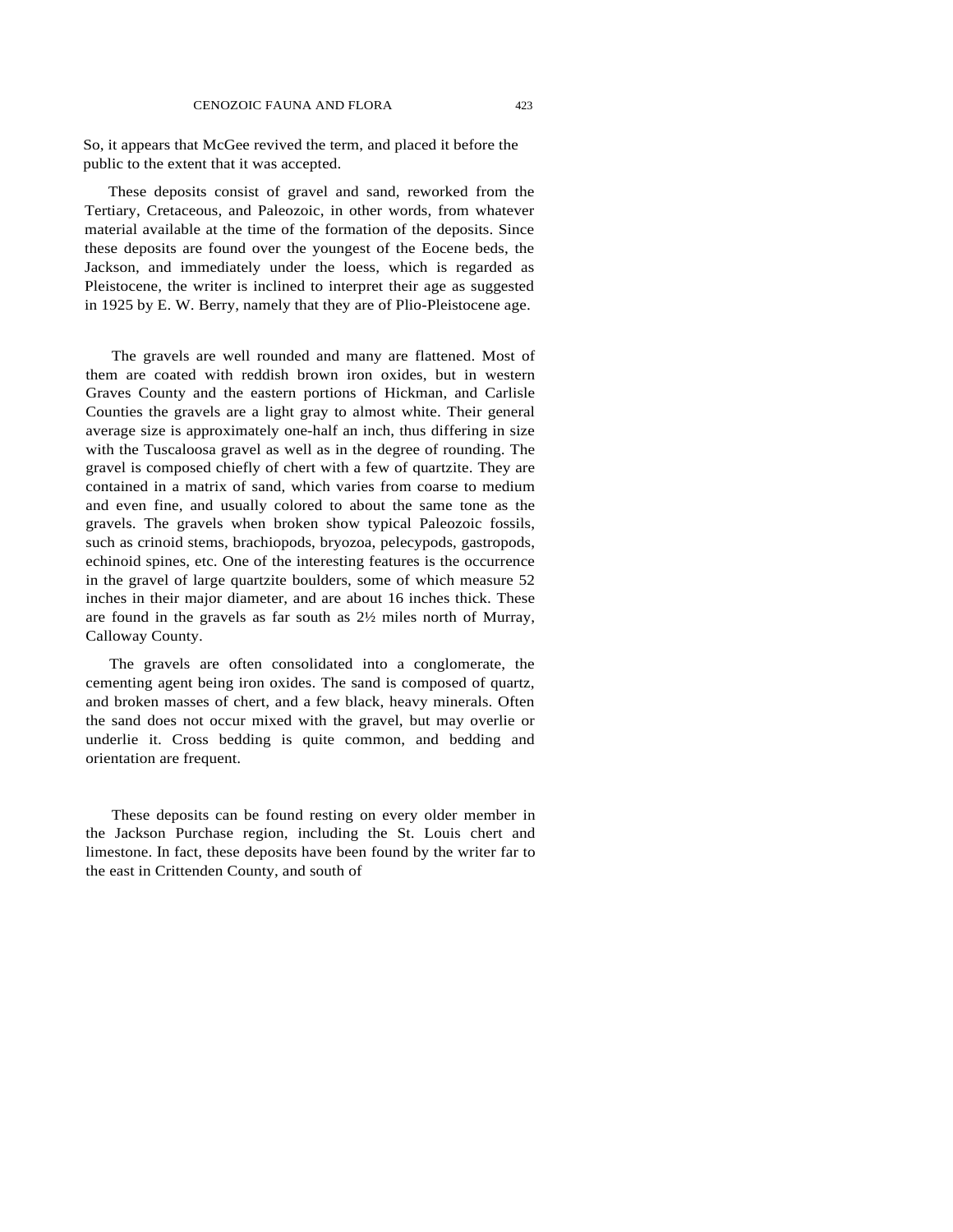So, it appears that McGee revived the term, and placed it before the public to the extent that it was accepted.

These deposits consist of gravel and sand, reworked from the Tertiary, Cretaceous, and Paleozoic, in other words, from whatever material available at the time of the formation of the deposits. Since these deposits are found over the youngest of the Eocene beds, the Jackson, and immediately under the loess, which is regarded as Pleistocene, the writer is inclined to interpret their age as suggested in 1925 by E. W. Berry, namely that they are of Plio-Pleistocene age.

The gravels are well rounded and many are flattened. Most of them are coated with reddish brown iron oxides, but in western Graves County and the eastern portions of Hickman, and Carlisle Counties the gravels are a light gray to almost white. Their general average size is approximately one-half an inch, thus differing in size with the Tuscaloosa gravel as well as in the degree of rounding. The gravel is composed chiefly of chert with a few of quartzite. They are contained in a matrix of sand, which varies from coarse to medium and even fine, and usually colored to about the same tone as the gravels. The gravels when broken show typical Paleozoic fossils, such as crinoid stems, brachiopods, bryozoa, pelecypods, gastropods, echinoid spines, etc. One of the interesting features is the occurrence in the gravel of large quartzite boulders, some of which measure 52 inches in their major diameter, and are about 16 inches thick. These are found in the gravels as far south as 2½ miles north of Murray, Calloway County.

The gravels are often consolidated into a conglomerate, the cementing agent being iron oxides. The sand is composed of quartz, and broken masses of chert, and a few black, heavy minerals. Often the sand does not occur mixed with the gravel, but may overlie or underlie it. Cross bedding is quite common, and bedding and orientation are frequent.

These deposits can be found resting on every older member in the Jackson Purchase region, including the St. Louis chert and limestone. In fact, these deposits have been found by the writer far to the east in Crittenden County, and south of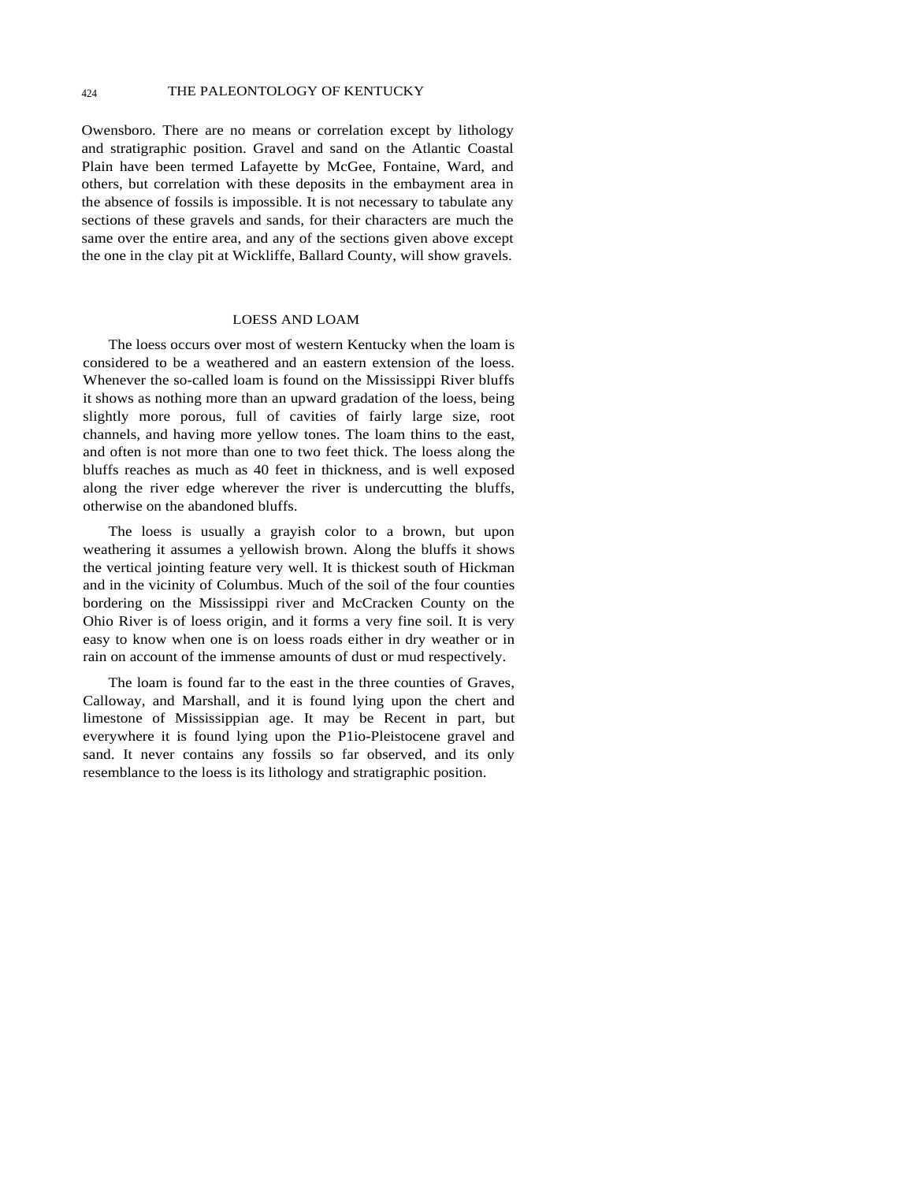Owensboro. There are no means or correlation except by lithology and stratigraphic position. Gravel and sand on the Atlantic Coastal Plain have been termed Lafayette by McGee, Fontaine, Ward, and others, but correlation with these deposits in the embayment area in the absence of fossils is impossible. It is not necessary to tabulate any sections of these gravels and sands, for their characters are much the same over the entire area, and any of the sections given above except the one in the clay pit at Wickliffe, Ballard County, will show gravels.

## LOESS AND LOAM

The loess occurs over most of western Kentucky when the loam is considered to be a weathered and an eastern extension of the loess. Whenever the so-called loam is found on the Mississippi River bluffs it shows as nothing more than an upward gradation of the loess, being slightly more porous, full of cavities of fairly large size, root channels, and having more yellow tones. The loam thins to the east, and often is not more than one to two feet thick. The loess along the bluffs reaches as much as 40 feet in thickness, and is well exposed along the river edge wherever the river is undercutting the bluffs, otherwise on the abandoned bluffs.

The loess is usually a grayish color to a brown, but upon weathering it assumes a yellowish brown. Along the bluffs it shows the vertical jointing feature very well. It is thickest south of Hickman and in the vicinity of Columbus. Much of the soil of the four counties bordering on the Mississippi river and McCracken County on the Ohio River is of loess origin, and it forms a very fine soil. It is very easy to know when one is on loess roads either in dry weather or in rain on account of the immense amounts of dust or mud respectively.

The loam is found far to the east in the three counties of Graves, Calloway, and Marshall, and it is found lying upon the chert and limestone of Mississippian age. It may be Recent in part, but everywhere it is found lying upon the P1io-Pleistocene gravel and sand. It never contains any fossils so far observed, and its only resemblance to the loess is its lithology and stratigraphic position.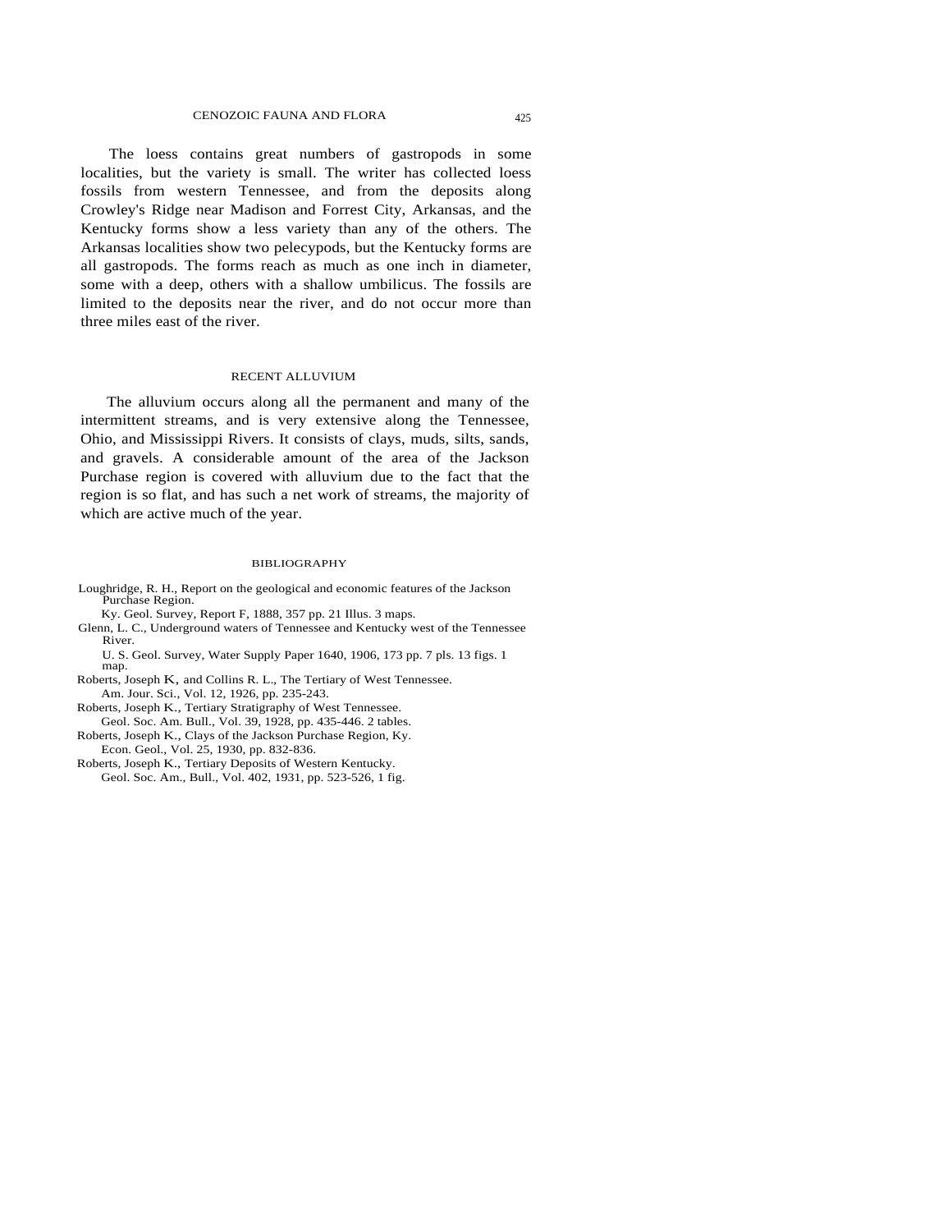The loess contains great numbers of gastropods in some localities, but the variety is small. The writer has collected loess fossils from western Tennessee, and from the deposits along Crowley's Ridge near Madison and Forrest City, Arkansas, and the Kentucky forms show a less variety than any of the others. The Arkansas localities show two pelecypods, but the Kentucky forms are all gastropods. The forms reach as much as one inch in diameter, some with a deep, others with a shallow umbilicus. The fossils are limited to the deposits near the river, and do not occur more than three miles east of the river.

## RECENT ALLUVIUM

The alluvium occurs along all the permanent and many of the intermittent streams, and is very extensive along the Tennessee, Ohio, and Mississippi Rivers. It consists of clays, muds, silts, sands, and gravels. A considerable amount of the area of the Jackson Purchase region is covered with alluvium due to the fact that the region is so flat, and has such a net work of streams, the majority of which are active much of the year.

## BIBLIOGRAPHY

Loughridge, R. H., Report on the geological and economic features of the Jackson Purchase Region.
Ky. Geol. Survey, Report F, 1888, 357 pp. 21 Illus. 3 maps.

Glenn, L. C., Underground waters of Tennessee and Kentucky west of the Tennessee River.
U. S. Geol. Survey, Water Supply Paper 1640, 1906, 173 pp. 7 pls. 13 figs. 1 map.

Roberts, Joseph K, and Collins R. L., The Tertiary of West Tennessee.
Am. Jour. Sci., Vol. 12, 1926, pp. 235-243.

Roberts, Joseph K., Tertiary Stratigraphy of West Tennessee.
Geol. Soc. Am. Bull., Vol. 39, 1928, pp. 435-446. 2 tables.

Roberts, Joseph K., Clays of the Jackson Purchase Region, Ky.
Econ. Geol., Vol. 25, 1930, pp. 832-836.

Roberts, Joseph K., Tertiary Deposits of Western Kentucky.
Geol. Soc. Am., Bull., Vol. 402, 1931, pp. 523-526, 1 fig.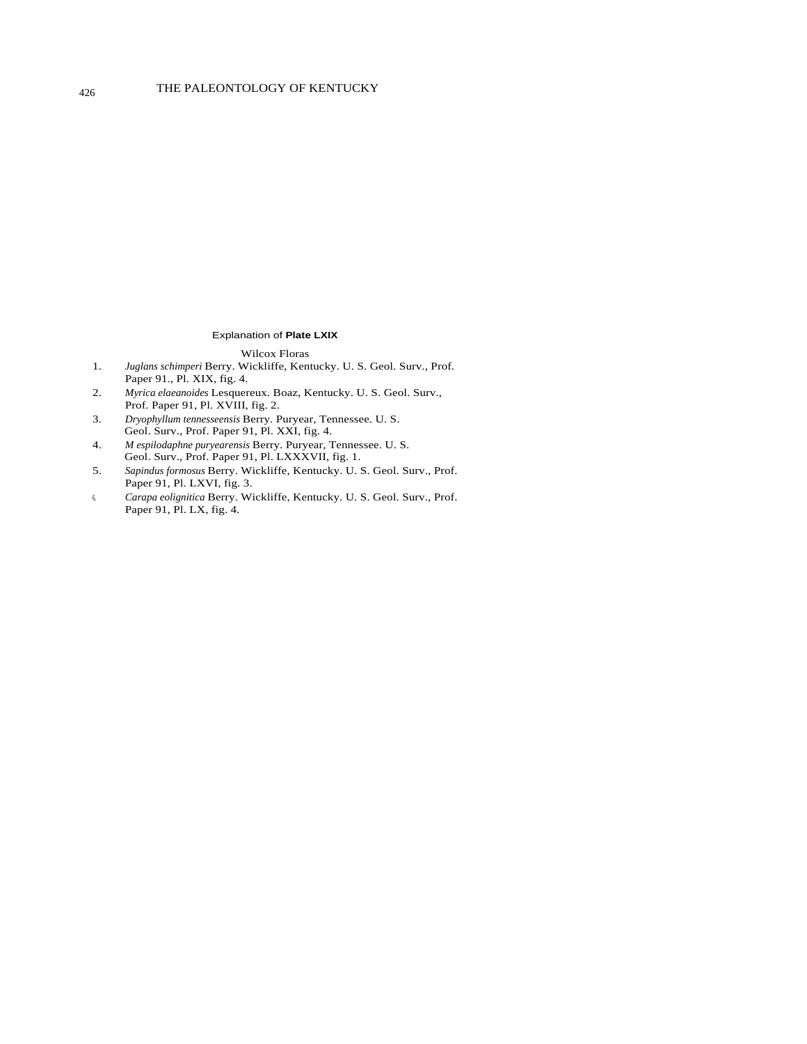## Explanation of **Plate LXIX**

Wilcox Floras

1. *Juglans schimperi* Berry. Wickliffe, Kentucky. U. S. Geol. Surv., Prof. Paper 91., Pl. XIX, fig. 4.
2. *Myrica elaeanoides* Lesquereux. Boaz, Kentucky. U. S. Geol. Surv., Prof. Paper 91, Pl. XVIII, fig. 2.
3. *Dryophyllum tennesseensis* Berry. Puryear, Tennessee. U. S. Geol. Surv., Prof. Paper 91, Pl. XXI, fig. 4.
4. *M espilodaphne puryearensis* Berry. Puryear, Tennessee. U. S. Geol. Surv., Prof. Paper 91, Pl. LXXXVII, fig. 1.
5. *Sapindus formosus* Berry. Wickliffe, Kentucky. U. S. Geol. Surv., Prof. Paper 91, Pl. LXVI, fig. 3.
6. *Carapa eolignitica* Berry. Wickliffe, Kentucky. U. S. Geol. Surv., Prof. Paper 91, Pl. LX, fig. 4.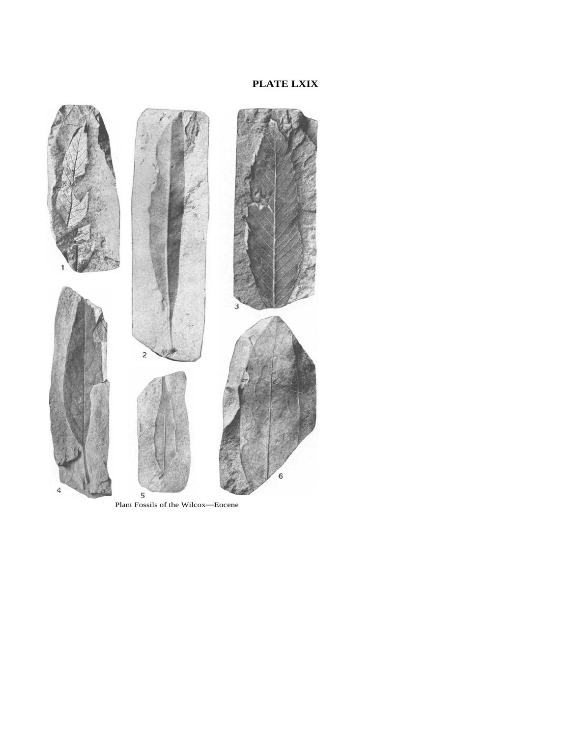**PLATE LXIX**

Plant Fossils of the Wilcox—Eocene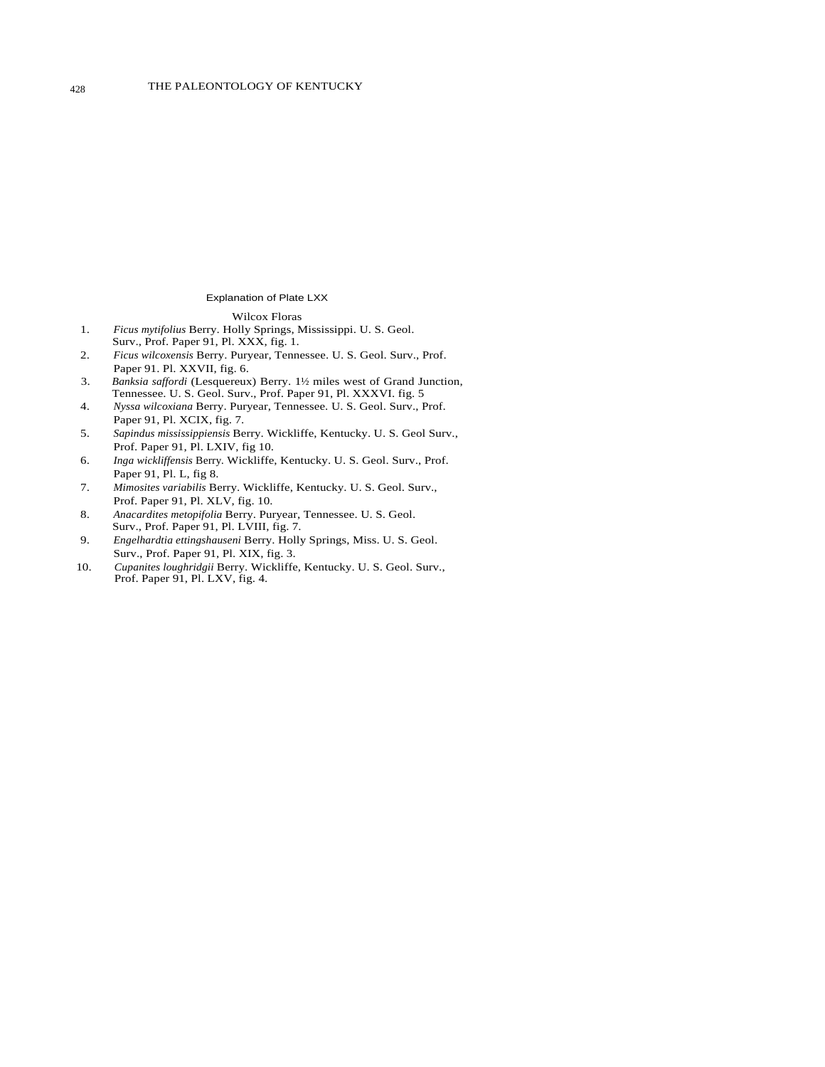## Explanation of Plate LXX

### Wilcox Floras

1. *Ficus mytifolius* Berry. Holly Springs, Mississippi. U. S. Geol. Surv., Prof. Paper 91, Pl. XXX, fig. 1.
2. *Ficus wilcoxensis* Berry. Puryear, Tennessee. U. S. Geol. Surv., Prof. Paper 91. Pl. XXVII, fig. 6.
3. *Banksia saffordi* (Lesquereux) Berry. 1½ miles west of Grand Junction, Tennessee. U. S. Geol. Surv., Prof. Paper 91, Pl. XXXVI. fig. 5
4. *Nyssa wilcoxiana* Berry. Puryear, Tennessee. U. S. Geol. Surv., Prof. Paper 91, Pl. XCIX, fig. 7.
5. *Sapindus mississippiensis* Berry. Wickliffe, Kentucky. U. S. Geol Surv., Prof. Paper 91, Pl. LXIV, fig 10.
6. *Inga wickliffensis* Berry. Wickliffe, Kentucky. U. S. Geol. Surv., Prof. Paper 91, Pl. L, fig 8.
7. *Mimosites variabilis* Berry. Wickliffe, Kentucky. U. S. Geol. Surv., Prof. Paper 91, Pl. XLV, fig. 10.
8. *Anacardites metopifolia* Berry. Puryear, Tennessee. U. S. Geol. Surv., Prof. Paper 91, Pl. LVIII, fig. 7.
9. *Engelhardtia ettingshauseni* Berry. Holly Springs, Miss. U. S. Geol. Surv., Prof. Paper 91, Pl. XIX, fig. 3.
10. *Cupanites loughridgii* Berry. Wickliffe, Kentucky. U. S. Geol. Surv., Prof. Paper 91, Pl. LXV, fig. 4.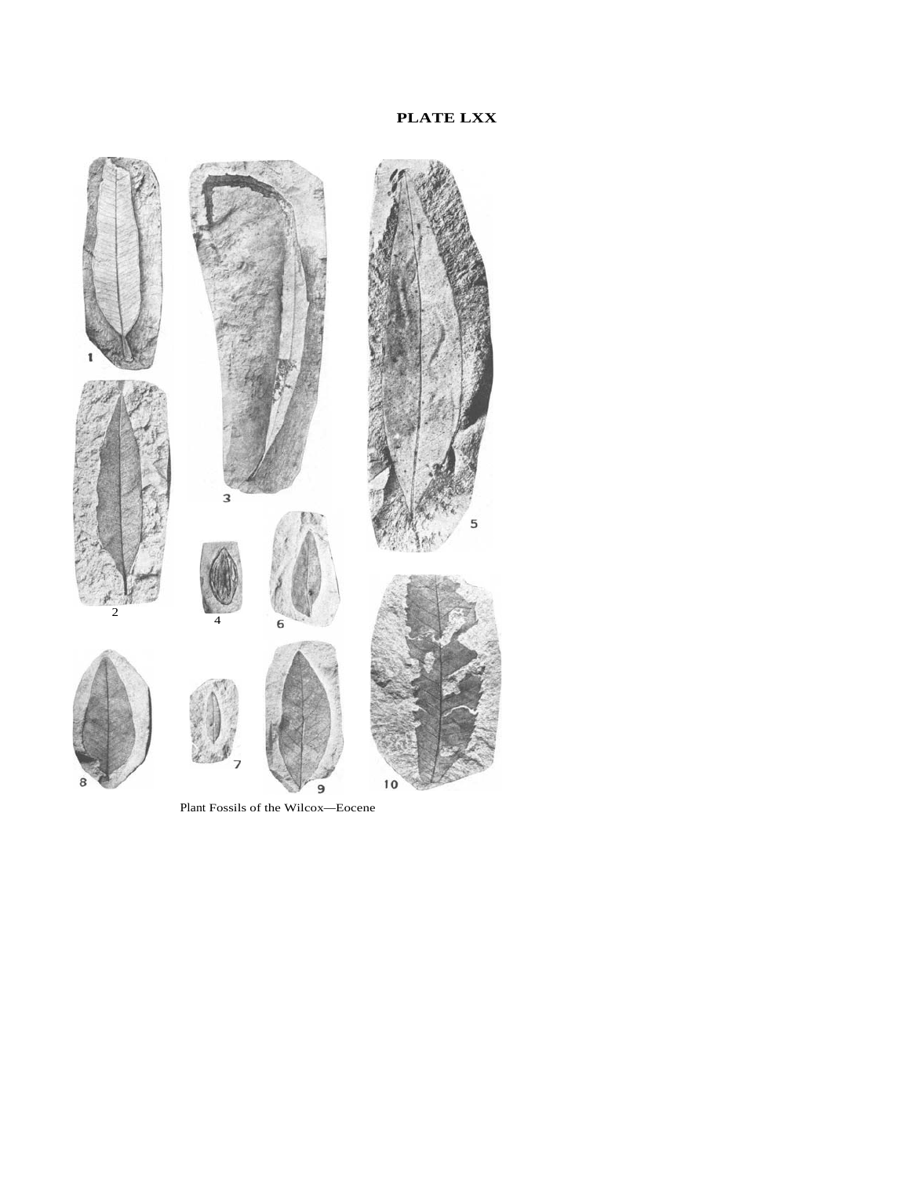**PLATE LXX**

Plant Fossils of the Wilcox—Eocene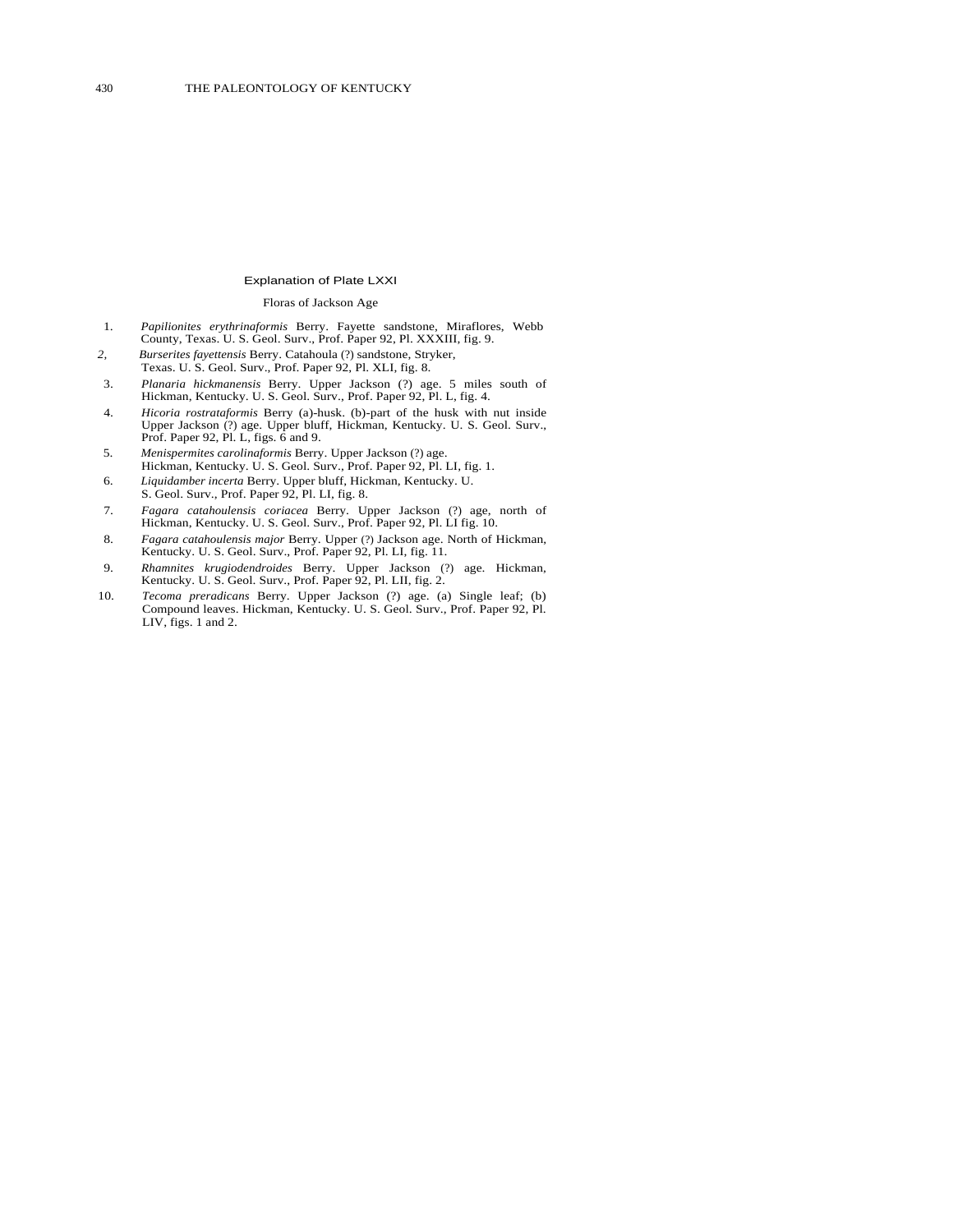## Explanation of Plate LXXI

### Floras of Jackson Age

1. *Papilionites erythrinaformis* Berry. Fayette sandstone, Miraflores, Webb County, Texas. U. S. Geol. Surv., Prof. Paper 92, Pl. XXXIII, fig. 9.
2. *Burserites fayettensis* Berry. Catahoula (?) sandstone, Stryker, Texas. U. S. Geol. Surv., Prof. Paper 92, Pl. XLI, fig. 8.
3. *Planaria hickmanensis* Berry. Upper Jackson (?) age. 5 miles south of Hickman, Kentucky. U. S. Geol. Surv., Prof. Paper 92, Pl. L, fig. 4.
4. *Hicoria rostrataformis* Berry (a)-husk. (b)-part of the husk with nut inside Upper Jackson (?) age. Upper bluff, Hickman, Kentucky. U. S. Geol. Surv., Prof. Paper 92, Pl. L, figs. 6 and 9.
5. *Menispermites carolinaformis* Berry. Upper Jackson (?) age. Hickman, Kentucky. U. S. Geol. Surv., Prof. Paper 92, Pl. LI, fig. 1.
6. *Liquidamber incerta* Berry. Upper bluff, Hickman, Kentucky. U. S. Geol. Surv., Prof. Paper 92, Pl. LI, fig. 8.
7. *Fagara catahoulensis coriacea* Berry. Upper Jackson (?) age, north of Hickman, Kentucky. U. S. Geol. Surv., Prof. Paper 92, Pl. LI fig. 10.
8. *Fagara catahoulensis major* Berry. Upper (?) Jackson age. North of Hickman, Kentucky. U. S. Geol. Surv., Prof. Paper 92, Pl. LI, fig. 11.
9. *Rhamnites krugiodendroides* Berry. Upper Jackson (?) age. Hickman, Kentucky. U. S. Geol. Surv., Prof. Paper 92, Pl. LII, fig. 2.
10. *Tecoma preradicans* Berry. Upper Jackson (?) age. (a) Single leaf; (b) Compound leaves. Hickman, Kentucky. U. S. Geol. Surv., Prof. Paper 92, Pl. LIV, figs. 1 and 2.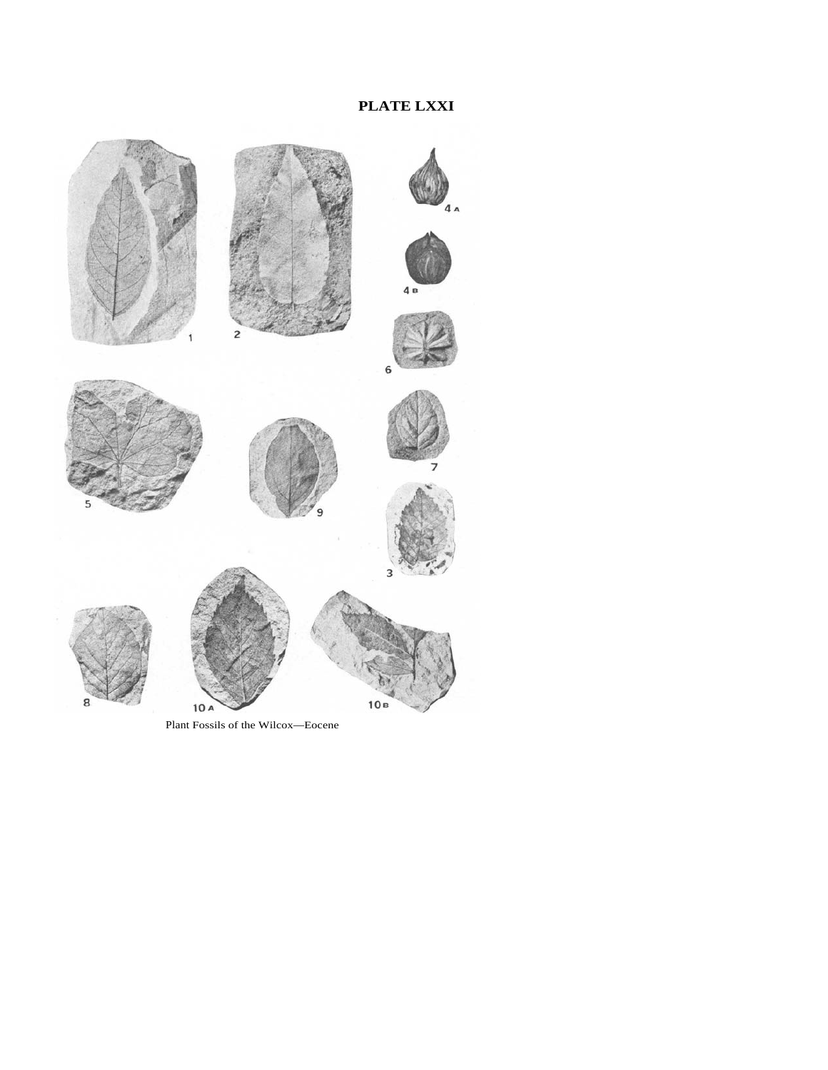**PLATE LXXI**

1

2

4 A

4 B

6

5

9

7

3

8

10 A

10 B

Plant Fossils of the Wilcox—Eocene